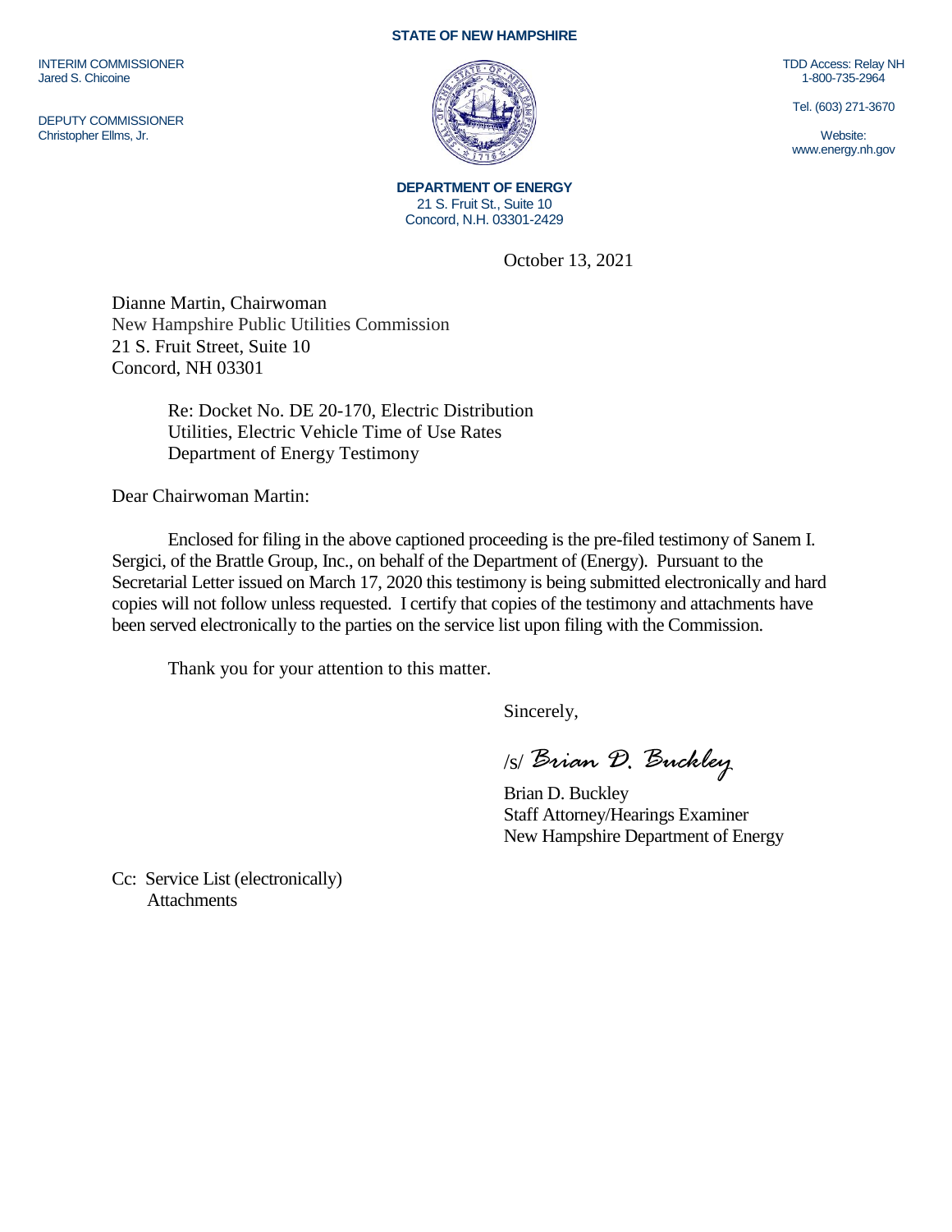**STATE OF NEW HAMPSHIRE**

INTERIM COMMISSIONER
Jared S. Chicoine

DEPUTY COMMISSIONER
Christopher Ellms, Jr.

TDD Access: Relay NH
1-800-735-2964

Tel. (603) 271-3670

Website:
www.energy.nh.gov

**DEPARTMENT OF ENERGY**
21 S. Fruit St., Suite 10
Concord, N.H. 03301-2429

October 13, 2021

Dianne Martin, Chairwoman
New Hampshire Public Utilities Commission
21 S. Fruit Street, Suite 10
Concord, NH 03301

Re: Docket No. DE 20-170, Electric Distribution Utilities, Electric Vehicle Time of Use Rates Department of Energy Testimony

Dear Chairwoman Martin:

Enclosed for filing in the above captioned proceeding is the pre-filed testimony of Sanem I. Sergici, of the Brattle Group, Inc., on behalf of the Department of (Energy). Pursuant to the Secretarial Letter issued on March 17, 2020 this testimony is being submitted electronically and hard copies will not follow unless requested. I certify that copies of the testimony and attachments have been served electronically to the parties on the service list upon filing with the Commission.

Thank you for your attention to this matter.

Sincerely,

/s/ *Brian D. Buckley*

Brian D. Buckley
Staff Attorney/Hearings Examiner
New Hampshire Department of Energy

Cc: Service List (electronically)
Attachments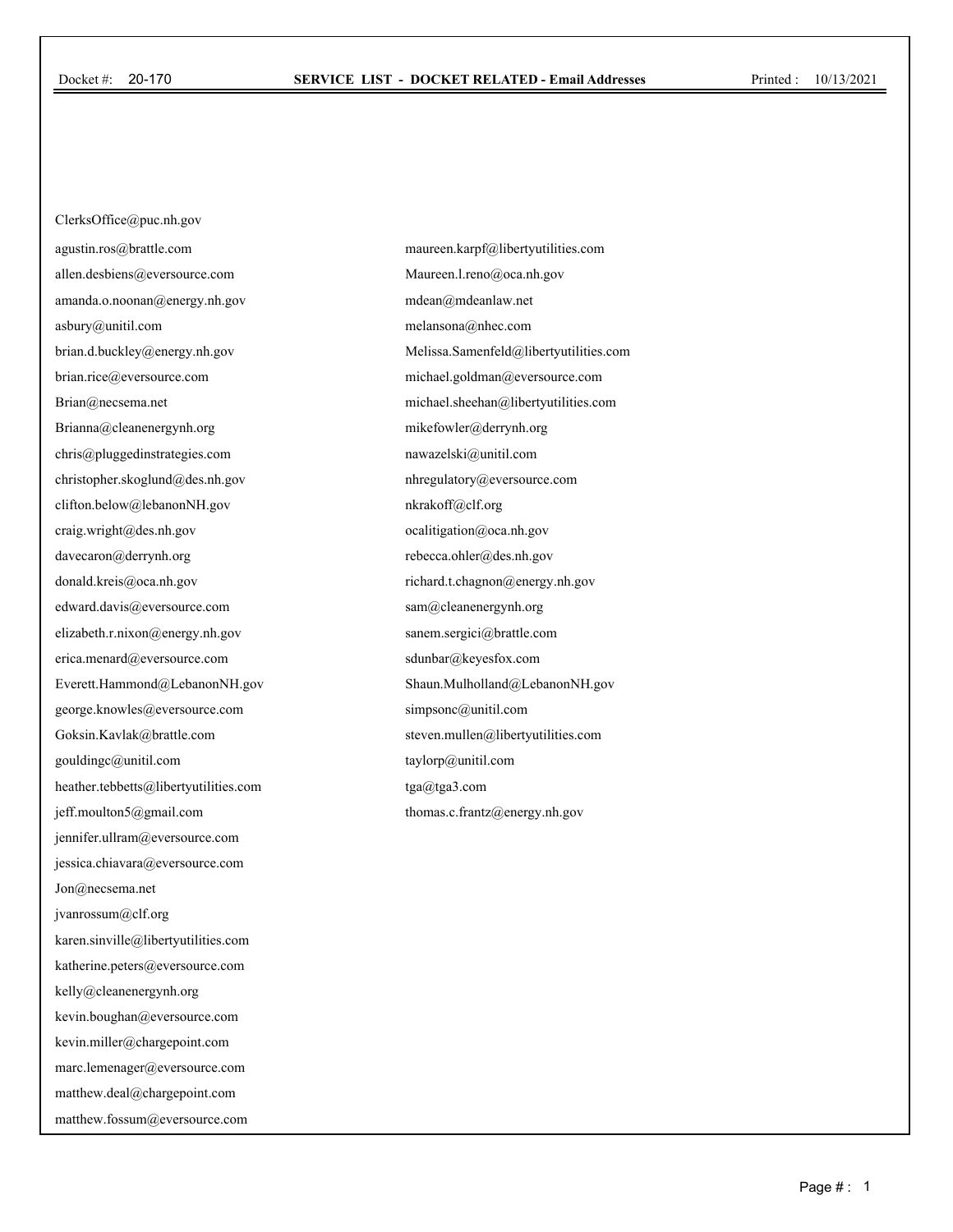Docket #: 20-170 **SERVICE LIST - DOCKET RELATED - Email Addresses** Printed : 10/13/2021

ClerksOffice@puc.nh.gov

agustin.ros@brattle.com
allen.desbiens@eversource.com
amanda.o.noonan@energy.nh.gov
asbury@unitil.com
brian.d.buckley@energy.nh.gov
brian.rice@eversource.com
Brian@necsema.net
Brianna@cleanenergynh.org
chris@pluggedinstrategies.com
christopher.skoglund@des.nh.gov
clifton.below@lebanonNH.gov
craig.wright@des.nh.gov
davecaron@derrynh.org
donald.kreis@oca.nh.gov
edward.davis@eversource.com
elizabeth.r.nixon@energy.nh.gov
erica.menard@eversource.com
Everett.Hammond@LebanonNH.gov
george.knowles@eversource.com
Goksin.Kavlak@brattle.com
gouldingc@unitil.com
heather.tebbetts@libertyutilities.com
jeff.moulton5@gmail.com
jennifer.ullram@eversource.com
jessica.chiavara@eversource.com
Jon@necsema.net
jvanrossum@clf.org
karen.sinville@libertyutilities.com
katherine.peters@eversource.com
kelly@cleanenergynh.org
kevin.boughan@eversource.com
kevin.miller@chargepoint.com
marc.lemenager@eversource.com
matthew.deal@chargepoint.com
matthew.fossum@eversource.com
maureen.karpf@libertyutilities.com
Maureen.l.reno@oca.nh.gov
mdean@mdeanlaw.net
melansona@nhec.com
Melissa.Samenfeld@libertyutilities.com
michael.goldman@eversource.com
michael.sheehan@libertyutilities.com
mikefowler@derrynh.org
nawazelski@unitil.com
nhregulatory@eversource.com
nkrakoff@clf.org
ocalitigation@oca.nh.gov
rebecca.ohler@des.nh.gov
richard.t.chagnon@energy.nh.gov
sam@cleanenergynh.org
sanem.sergici@brattle.com
sdunbar@keyesfox.com
Shaun.Mulholland@LebanonNH.gov
simpsonc@unitil.com
steven.mullen@libertyutilities.com
taylorp@unitil.com
tga@tga3.com
thomas.c.frantz@energy.nh.gov